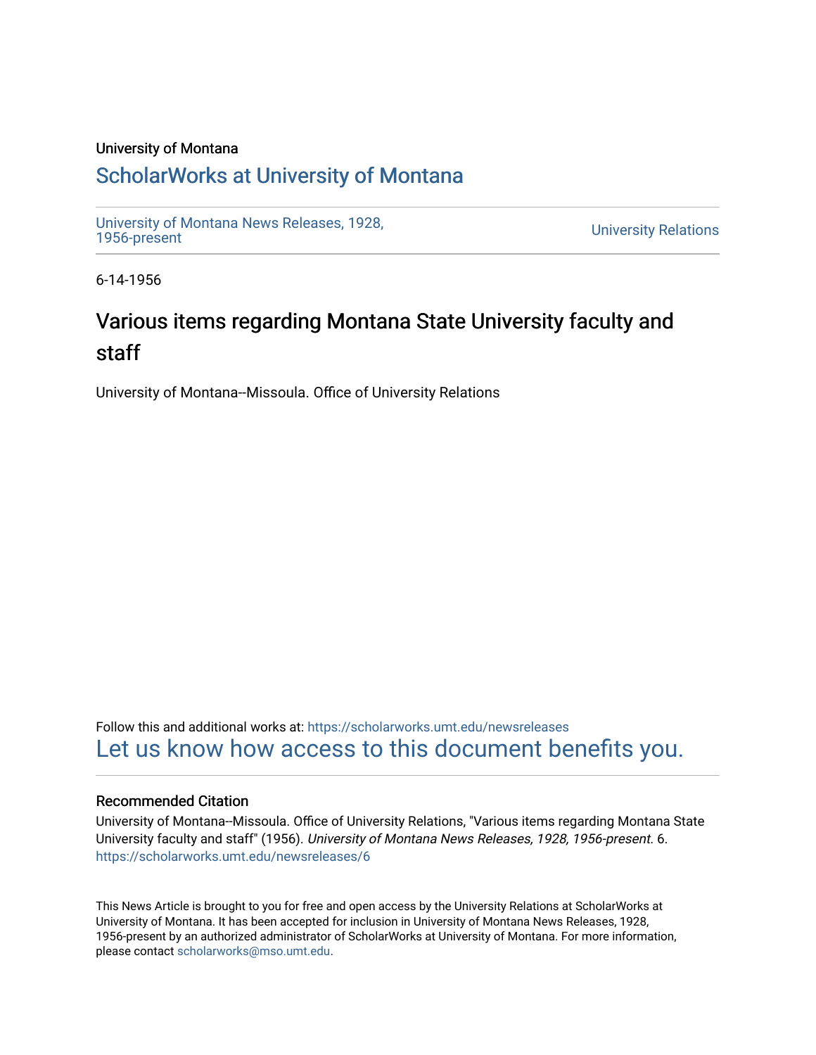University of Montana

# ScholarWorks at University of Montana

University of Montana News Releases, 1928, 1956-present

University Relations

6-14-1956

## Various items regarding Montana State University faculty and staff

University of Montana--Missoula. Office of University Relations

Follow this and additional works at: https://scholarworks.umt.edu/newsreleases

Let us know how access to this document benefits you.

### Recommended Citation

University of Montana--Missoula. Office of University Relations, "Various items regarding Montana State University faculty and staff" (1956). *University of Montana News Releases, 1928, 1956-present*. 6. https://scholarworks.umt.edu/newsreleases/6

This News Article is brought to you for free and open access by the University Relations at ScholarWorks at University of Montana. It has been accepted for inclusion in University of Montana News Releases, 1928, 1956-present by an authorized administrator of ScholarWorks at University of Montana. For more information, please contact scholarworks@mso.umt.edu.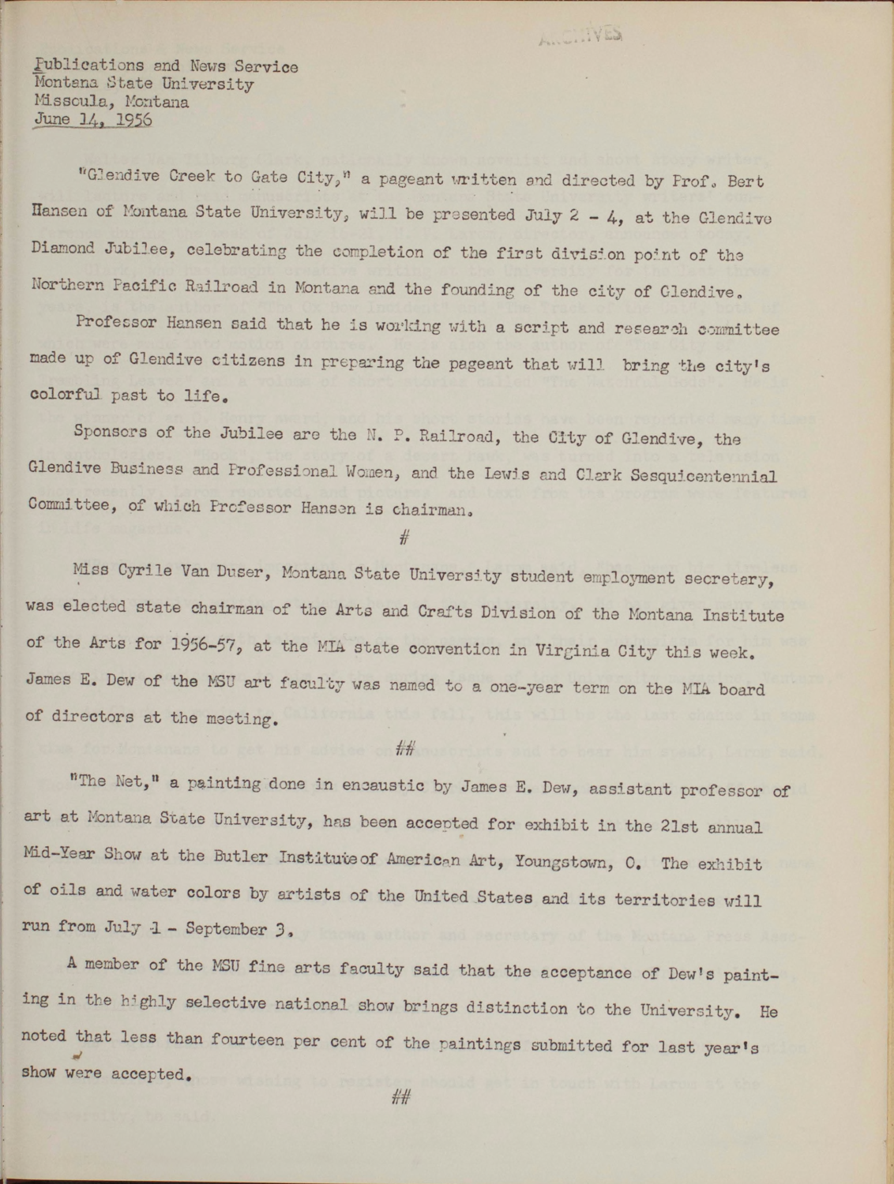Publications and News Service
Montana State University
Missoula, Montana
June 14, 1956

"Glendive Creek to Gate City," a pageant written and directed by Prof. Bert Hansen of Montana State University, will be presented July 2 - 4, at the Glendive Diamond Jubilee, celebrating the completion of the first division point of the Northern Pacific Railroad in Montana and the founding of the city of Glendive.

Professor Hansen said that he is working with a script and research committee made up of Glendive citizens in preparing the pageant that will bring the city's colorful past to life.

Sponsors of the Jubilee are the N. P. Railroad, the City of Glendive, the Glendive Business and Professional Women, and the Lewis and Clark Sesquicentennial Committee, of which Professor Hansen is chairman.

#

Miss Cyrile Van Duser, Montana State University student employment secretary, was elected state chairman of the Arts and Crafts Division of the Montana Institute of the Arts for 1956-57, at the MIA state convention in Virginia City this week. James E. Dew of the MSU art faculty was named to a one-year term on the MIA board of directors at the meeting.

##

"The Net," a painting done in encaustic by James E. Dew, assistant professor of art at Montana State University, has been accepted for exhibit in the 21st annual Mid-Year Show at the Butler Institute of American Art, Youngstown, O. The exhibit of oils and water colors by artists of the United States and its territories will run from July 1 - September 3.

A member of the MSU fine arts faculty said that the acceptance of Dew's painting in the highly selective national show brings distinction to the University. He noted that less than fourteen per cent of the paintings submitted for last year's show were accepted.

##